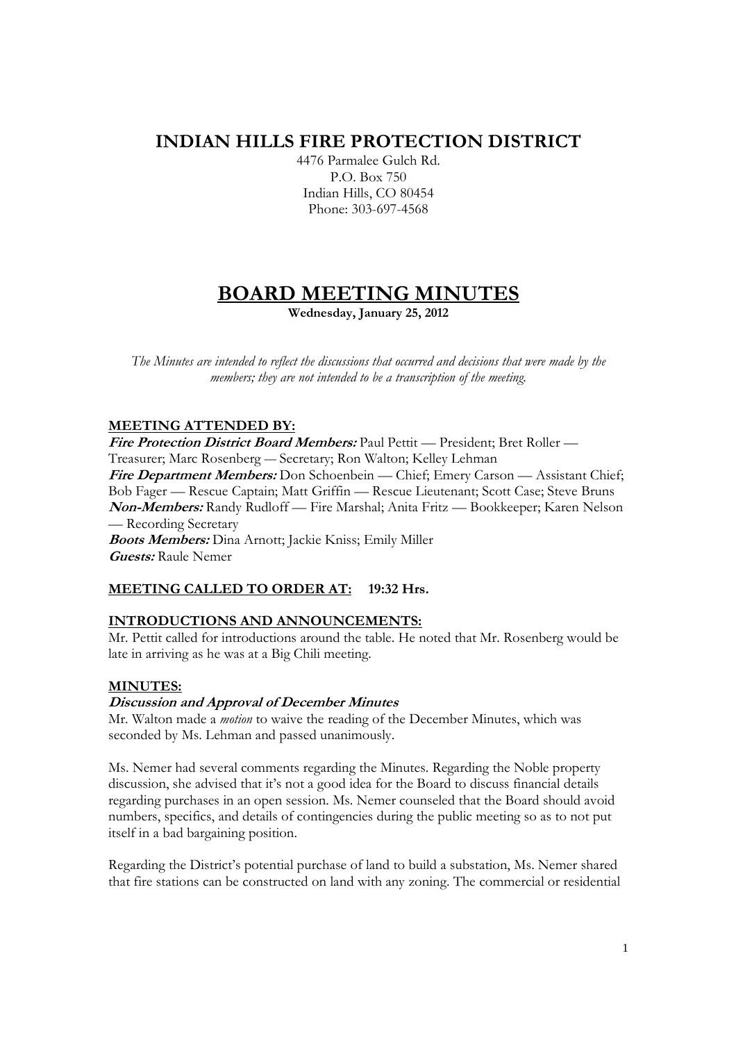# INDIAN HILLS FIRE PROTECTION DISTRICT

4476 Parmalee Gulch Rd.
P.O. Box 750
Indian Hills, CO 80454
Phone: 303-697-4568

# BOARD MEETING MINUTES

**Wednesday, January 25, 2012**

*The Minutes are intended to reflect the discussions that occurred and decisions that were made by the members; they are not intended to be a transcription of the meeting.*

## MEETING ATTENDED BY:

***Fire Protection District Board Members:*** Paul Pettit — President; Bret Roller — Treasurer; Marc Rosenberg — Secretary; Ron Walton; Kelley Lehman
***Fire Department Members:*** Don Schoenbein — Chief; Emery Carson — Assistant Chief; Bob Fager — Rescue Captain; Matt Griffin — Rescue Lieutenant; Scott Case; Steve Bruns
***Non-Members:*** Randy Rudloff — Fire Marshal; Anita Fritz — Bookkeeper; Karen Nelson — Recording Secretary
***Boots Members:*** Dina Arnott; Jackie Kniss; Emily Miller
***Guests:*** Raule Nemer

## MEETING CALLED TO ORDER AT: 19:32 Hrs.

## INTRODUCTIONS AND ANNOUNCEMENTS:

Mr. Pettit called for introductions around the table. He noted that Mr. Rosenberg would be late in arriving as he was at a Big Chili meeting.

## MINUTES:

### *Discussion and Approval of December Minutes*

Mr. Walton made a *motion* to waive the reading of the December Minutes, which was seconded by Ms. Lehman and passed unanimously.

Ms. Nemer had several comments regarding the Minutes. Regarding the Noble property discussion, she advised that it's not a good idea for the Board to discuss financial details regarding purchases in an open session. Ms. Nemer counseled that the Board should avoid numbers, specifics, and details of contingencies during the public meeting so as to not put itself in a bad bargaining position.

Regarding the District's potential purchase of land to build a substation, Ms. Nemer shared that fire stations can be constructed on land with any zoning. The commercial or residential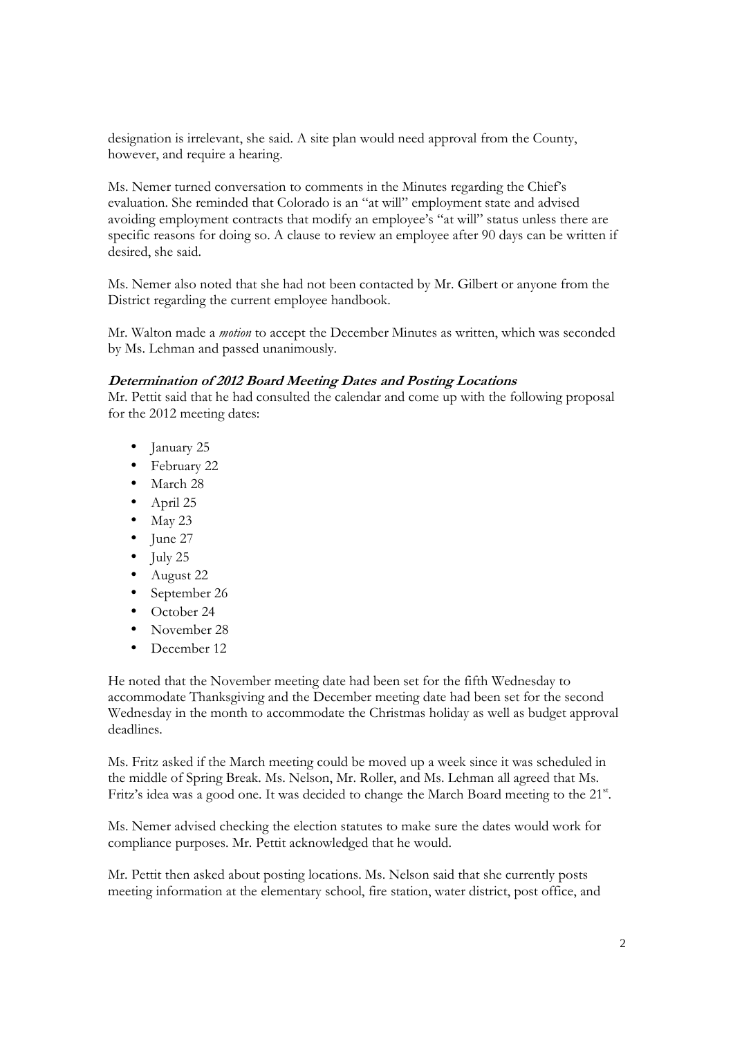designation is irrelevant, she said. A site plan would need approval from the County, however, and require a hearing.

Ms. Nemer turned conversation to comments in the Minutes regarding the Chief's evaluation. She reminded that Colorado is an "at will" employment state and advised avoiding employment contracts that modify an employee's "at will" status unless there are specific reasons for doing so. A clause to review an employee after 90 days can be written if desired, she said.

Ms. Nemer also noted that she had not been contacted by Mr. Gilbert or anyone from the District regarding the current employee handbook.

Mr. Walton made a *motion* to accept the December Minutes as written, which was seconded by Ms. Lehman and passed unanimously.

***Determination of 2012 Board Meeting Dates and Posting Locations***

Mr. Pettit said that he had consulted the calendar and come up with the following proposal for the 2012 meeting dates:

- January 25
- February 22
- March 28
- April 25
- May 23
- June 27
- July 25
- August 22
- September 26
- October 24
- November 28
- December 12

He noted that the November meeting date had been set for the fifth Wednesday to accommodate Thanksgiving and the December meeting date had been set for the second Wednesday in the month to accommodate the Christmas holiday as well as budget approval deadlines.

Ms. Fritz asked if the March meeting could be moved up a week since it was scheduled in the middle of Spring Break. Ms. Nelson, Mr. Roller, and Ms. Lehman all agreed that Ms. Fritz's idea was a good one. It was decided to change the March Board meeting to the 21st.

Ms. Nemer advised checking the election statutes to make sure the dates would work for compliance purposes. Mr. Pettit acknowledged that he would.

Mr. Pettit then asked about posting locations. Ms. Nelson said that she currently posts meeting information at the elementary school, fire station, water district, post office, and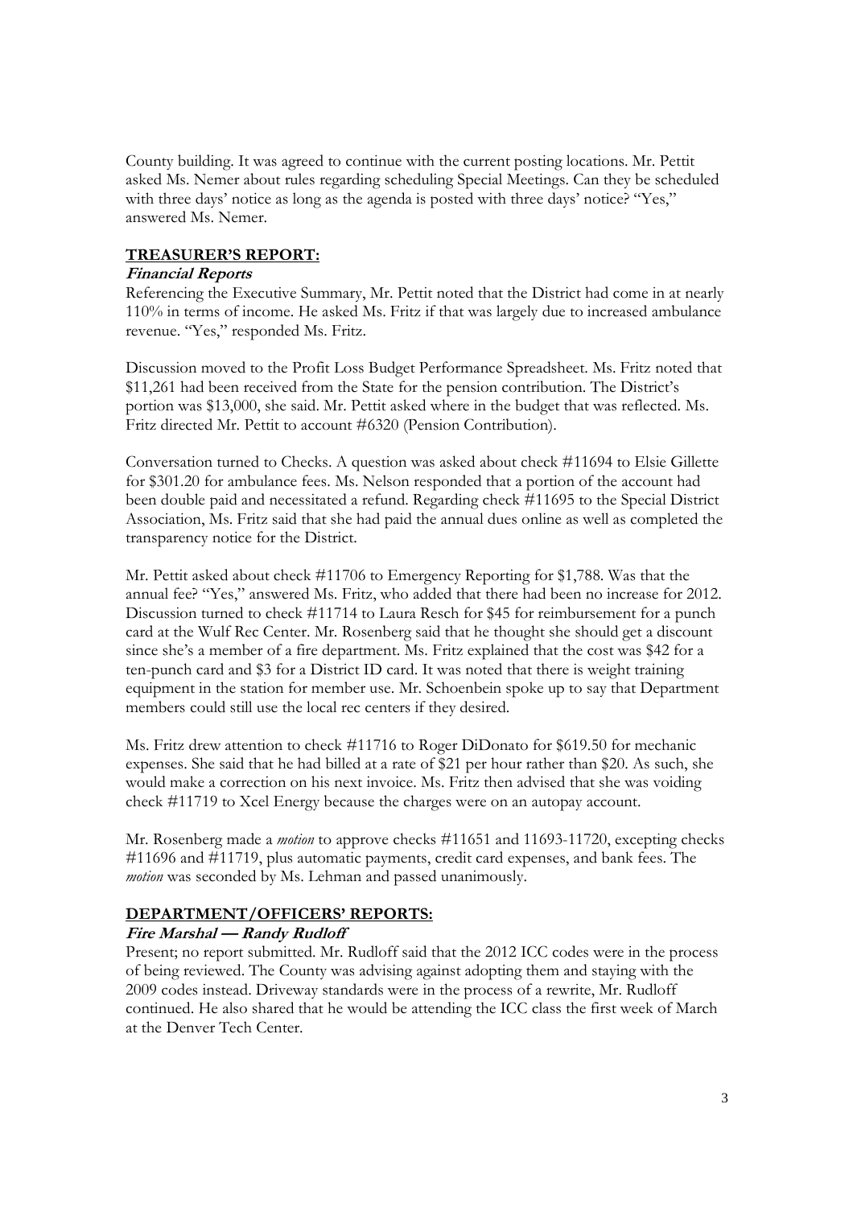County building. It was agreed to continue with the current posting locations. Mr. Pettit asked Ms. Nemer about rules regarding scheduling Special Meetings. Can they be scheduled with three days' notice as long as the agenda is posted with three days' notice? "Yes," answered Ms. Nemer.

## TREASURER'S REPORT:

### *Financial Reports*

Referencing the Executive Summary, Mr. Pettit noted that the District had come in at nearly 110% in terms of income. He asked Ms. Fritz if that was largely due to increased ambulance revenue. "Yes," responded Ms. Fritz.

Discussion moved to the Profit Loss Budget Performance Spreadsheet. Ms. Fritz noted that $11,261 had been received from the State for the pension contribution. The District's portion was $13,000, she said. Mr. Pettit asked where in the budget that was reflected. Ms. Fritz directed Mr. Pettit to account #6320 (Pension Contribution).

Conversation turned to Checks. A question was asked about check #11694 to Elsie Gillette for $301.20 for ambulance fees. Ms. Nelson responded that a portion of the account had been double paid and necessitated a refund. Regarding check #11695 to the Special District Association, Ms. Fritz said that she had paid the annual dues online as well as completed the transparency notice for the District.

Mr. Pettit asked about check #11706 to Emergency Reporting for $1,788. Was that the annual fee? "Yes," answered Ms. Fritz, who added that there had been no increase for 2012. Discussion turned to check #11714 to Laura Resch for $45 for reimbursement for a punch card at the Wulf Rec Center. Mr. Rosenberg said that he thought she should get a discount since she's a member of a fire department. Ms. Fritz explained that the cost was $42 for a ten-punch card and $3 for a District ID card. It was noted that there is weight training equipment in the station for member use. Mr. Schoenbein spoke up to say that Department members could still use the local rec centers if they desired.

Ms. Fritz drew attention to check #11716 to Roger DiDonato for $619.50 for mechanic expenses. She said that he had billed at a rate of $21 per hour rather than $20. As such, she would make a correction on his next invoice. Ms. Fritz then advised that she was voiding check #11719 to Xcel Energy because the charges were on an autopay account.

Mr. Rosenberg made a *motion* to approve checks #11651 and 11693-11720, excepting checks #11696 and #11719, plus automatic payments, credit card expenses, and bank fees. The *motion* was seconded by Ms. Lehman and passed unanimously.

## DEPARTMENT/OFFICERS' REPORTS:

### *Fire Marshal — Randy Rudloff*

Present; no report submitted. Mr. Rudloff said that the 2012 ICC codes were in the process of being reviewed. The County was advising against adopting them and staying with the 2009 codes instead. Driveway standards were in the process of a rewrite, Mr. Rudloff continued. He also shared that he would be attending the ICC class the first week of March at the Denver Tech Center.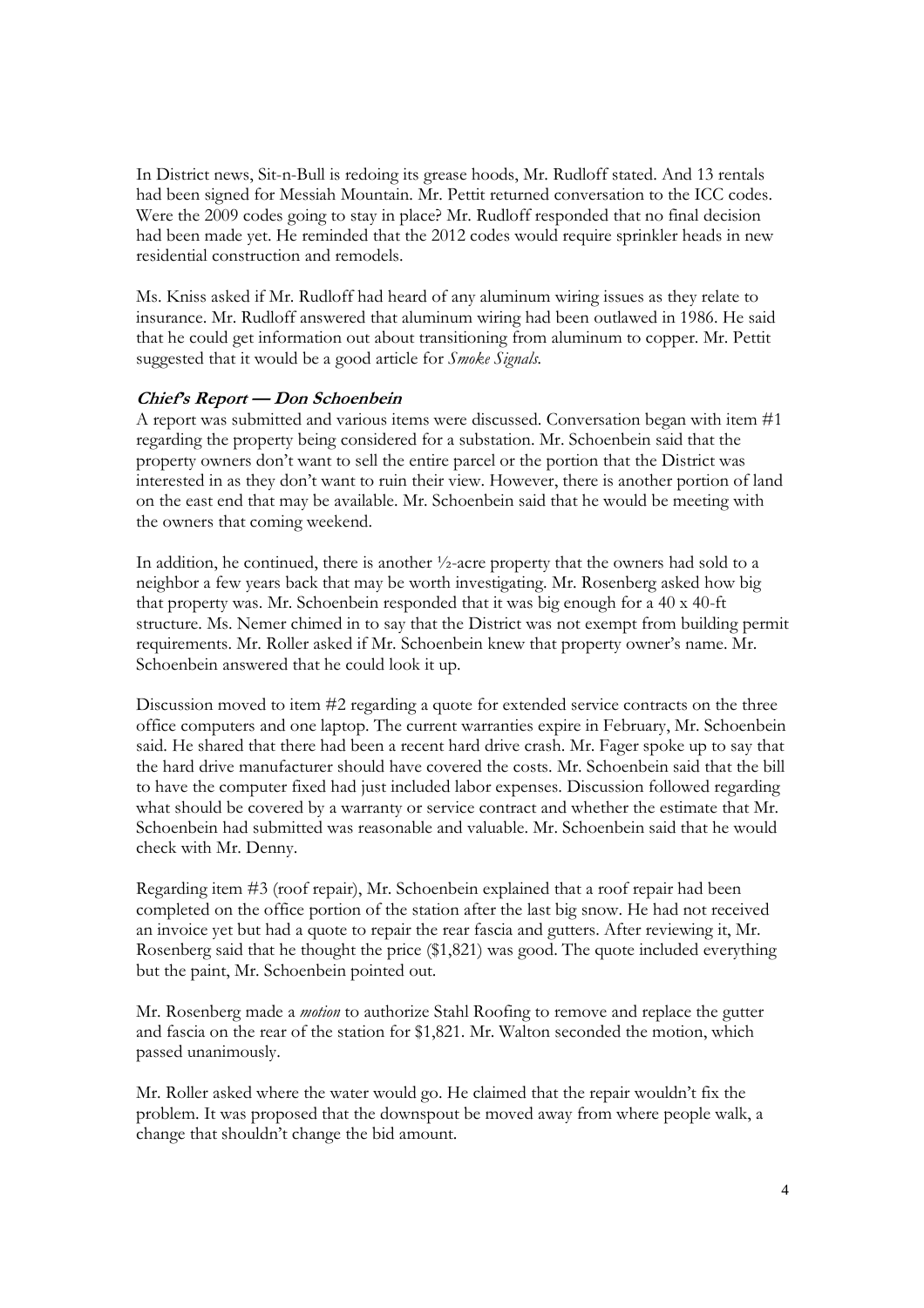In District news, Sit-n-Bull is redoing its grease hoods, Mr. Rudloff stated. And 13 rentals had been signed for Messiah Mountain. Mr. Pettit returned conversation to the ICC codes. Were the 2009 codes going to stay in place? Mr. Rudloff responded that no final decision had been made yet. He reminded that the 2012 codes would require sprinkler heads in new residential construction and remodels.

Ms. Kniss asked if Mr. Rudloff had heard of any aluminum wiring issues as they relate to insurance. Mr. Rudloff answered that aluminum wiring had been outlawed in 1986. He said that he could get information out about transitioning from aluminum to copper. Mr. Pettit suggested that it would be a good article for *Smoke Signals*.

### ***Chief's Report — Don Schoenbein***

A report was submitted and various items were discussed. Conversation began with item #1 regarding the property being considered for a substation. Mr. Schoenbein said that the property owners don't want to sell the entire parcel or the portion that the District was interested in as they don't want to ruin their view. However, there is another portion of land on the east end that may be available. Mr. Schoenbein said that he would be meeting with the owners that coming weekend.

In addition, he continued, there is another ½-acre property that the owners had sold to a neighbor a few years back that may be worth investigating. Mr. Rosenberg asked how big that property was. Mr. Schoenbein responded that it was big enough for a 40 x 40-ft structure. Ms. Nemer chimed in to say that the District was not exempt from building permit requirements. Mr. Roller asked if Mr. Schoenbein knew that property owner's name. Mr. Schoenbein answered that he could look it up.

Discussion moved to item #2 regarding a quote for extended service contracts on the three office computers and one laptop. The current warranties expire in February, Mr. Schoenbein said. He shared that there had been a recent hard drive crash. Mr. Fager spoke up to say that the hard drive manufacturer should have covered the costs. Mr. Schoenbein said that the bill to have the computer fixed had just included labor expenses. Discussion followed regarding what should be covered by a warranty or service contract and whether the estimate that Mr. Schoenbein had submitted was reasonable and valuable. Mr. Schoenbein said that he would check with Mr. Denny.

Regarding item #3 (roof repair), Mr. Schoenbein explained that a roof repair had been completed on the office portion of the station after the last big snow. He had not received an invoice yet but had a quote to repair the rear fascia and gutters. After reviewing it, Mr. Rosenberg said that he thought the price ($1,821) was good. The quote included everything but the paint, Mr. Schoenbein pointed out.

Mr. Rosenberg made a *motion* to authorize Stahl Roofing to remove and replace the gutter and fascia on the rear of the station for $1,821. Mr. Walton seconded the motion, which passed unanimously.

Mr. Roller asked where the water would go. He claimed that the repair wouldn't fix the problem. It was proposed that the downspout be moved away from where people walk, a change that shouldn't change the bid amount.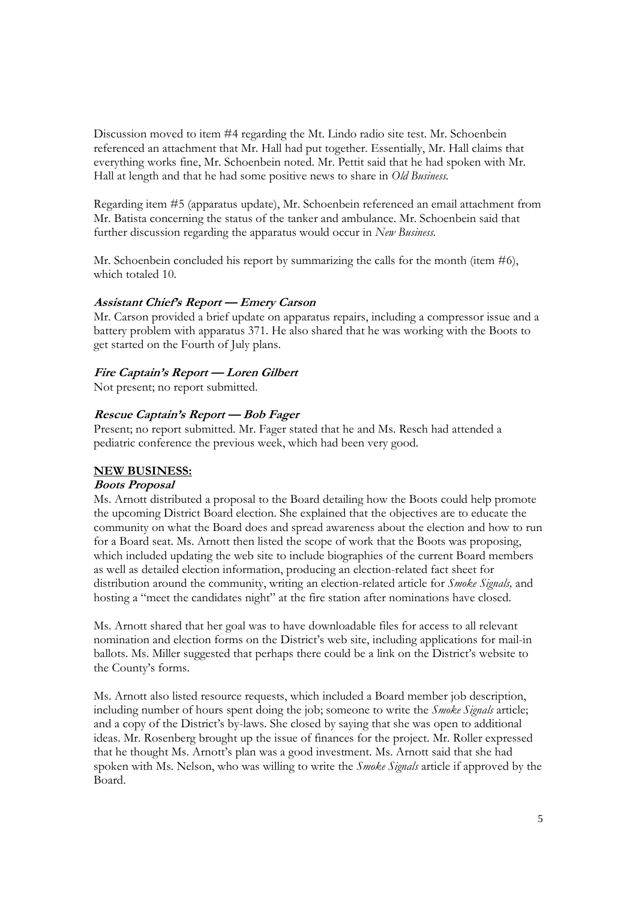Discussion moved to item #4 regarding the Mt. Lindo radio site test. Mr. Schoenbein referenced an attachment that Mr. Hall had put together. Essentially, Mr. Hall claims that everything works fine, Mr. Schoenbein noted. Mr. Pettit said that he had spoken with Mr. Hall at length and that he had some positive news to share in *Old Business*.

Regarding item #5 (apparatus update), Mr. Schoenbein referenced an email attachment from Mr. Batista concerning the status of the tanker and ambulance. Mr. Schoenbein said that further discussion regarding the apparatus would occur in *New Business*.

Mr. Schoenbein concluded his report by summarizing the calls for the month (item #6), which totaled 10.

***Assistant Chief's Report — Emery Carson***

Mr. Carson provided a brief update on apparatus repairs, including a compressor issue and a battery problem with apparatus 371. He also shared that he was working with the Boots to get started on the Fourth of July plans.

***Fire Captain's Report — Loren Gilbert***

Not present; no report submitted.

***Rescue Captain's Report — Bob Fager***

Present; no report submitted. Mr. Fager stated that he and Ms. Resch had attended a pediatric conference the previous week, which had been very good.

**NEW BUSINESS:**

***Boots Proposal***

Ms. Arnott distributed a proposal to the Board detailing how the Boots could help promote the upcoming District Board election. She explained that the objectives are to educate the community on what the Board does and spread awareness about the election and how to run for a Board seat. Ms. Arnott then listed the scope of work that the Boots was proposing, which included updating the web site to include biographies of the current Board members as well as detailed election information, producing an election-related fact sheet for distribution around the community, writing an election-related article for *Smoke Signals,* and hosting a "meet the candidates night" at the fire station after nominations have closed.

Ms. Arnott shared that her goal was to have downloadable files for access to all relevant nomination and election forms on the District's web site, including applications for mail-in ballots. Ms. Miller suggested that perhaps there could be a link on the District's website to the County's forms.

Ms. Arnott also listed resource requests, which included a Board member job description, including number of hours spent doing the job; someone to write the *Smoke Signals* article; and a copy of the District's by-laws. She closed by saying that she was open to additional ideas. Mr. Rosenberg brought up the issue of finances for the project. Mr. Roller expressed that he thought Ms. Arnott's plan was a good investment. Ms. Arnott said that she had spoken with Ms. Nelson, who was willing to write the *Smoke Signals* article if approved by the Board.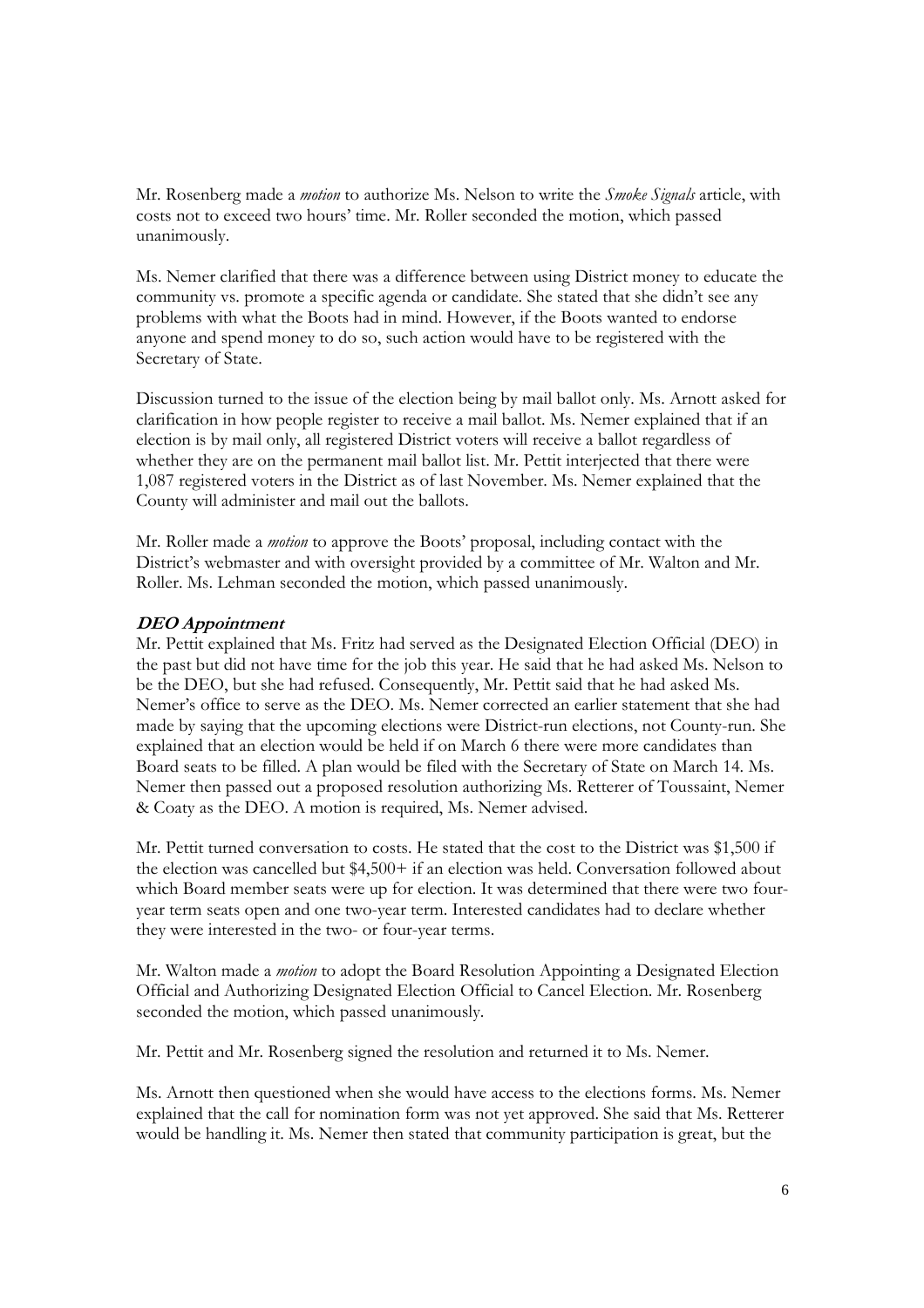Mr. Rosenberg made a *motion* to authorize Ms. Nelson to write the *Smoke Signals* article, with costs not to exceed two hours' time. Mr. Roller seconded the motion, which passed unanimously.

Ms. Nemer clarified that there was a difference between using District money to educate the community vs. promote a specific agenda or candidate. She stated that she didn't see any problems with what the Boots had in mind. However, if the Boots wanted to endorse anyone and spend money to do so, such action would have to be registered with the Secretary of State.

Discussion turned to the issue of the election being by mail ballot only. Ms. Arnott asked for clarification in how people register to receive a mail ballot. Ms. Nemer explained that if an election is by mail only, all registered District voters will receive a ballot regardless of whether they are on the permanent mail ballot list. Mr. Pettit interjected that there were 1,087 registered voters in the District as of last November. Ms. Nemer explained that the County will administer and mail out the ballots.

Mr. Roller made a *motion* to approve the Boots' proposal, including contact with the District's webmaster and with oversight provided by a committee of Mr. Walton and Mr. Roller. Ms. Lehman seconded the motion, which passed unanimously.

***DEO Appointment***

Mr. Pettit explained that Ms. Fritz had served as the Designated Election Official (DEO) in the past but did not have time for the job this year. He said that he had asked Ms. Nelson to be the DEO, but she had refused. Consequently, Mr. Pettit said that he had asked Ms. Nemer's office to serve as the DEO. Ms. Nemer corrected an earlier statement that she had made by saying that the upcoming elections were District-run elections, not County-run. She explained that an election would be held if on March 6 there were more candidates than Board seats to be filled. A plan would be filed with the Secretary of State on March 14. Ms. Nemer then passed out a proposed resolution authorizing Ms. Retterer of Toussaint, Nemer & Coaty as the DEO. A motion is required, Ms. Nemer advised.

Mr. Pettit turned conversation to costs. He stated that the cost to the District was $1,500 if the election was cancelled but $4,500+ if an election was held. Conversation followed about which Board member seats were up for election. It was determined that there were two four-year term seats open and one two-year term. Interested candidates had to declare whether they were interested in the two- or four-year terms.

Mr. Walton made a *motion* to adopt the Board Resolution Appointing a Designated Election Official and Authorizing Designated Election Official to Cancel Election. Mr. Rosenberg seconded the motion, which passed unanimously.

Mr. Pettit and Mr. Rosenberg signed the resolution and returned it to Ms. Nemer.

Ms. Arnott then questioned when she would have access to the elections forms. Ms. Nemer explained that the call for nomination form was not yet approved. She said that Ms. Retterer would be handling it. Ms. Nemer then stated that community participation is great, but the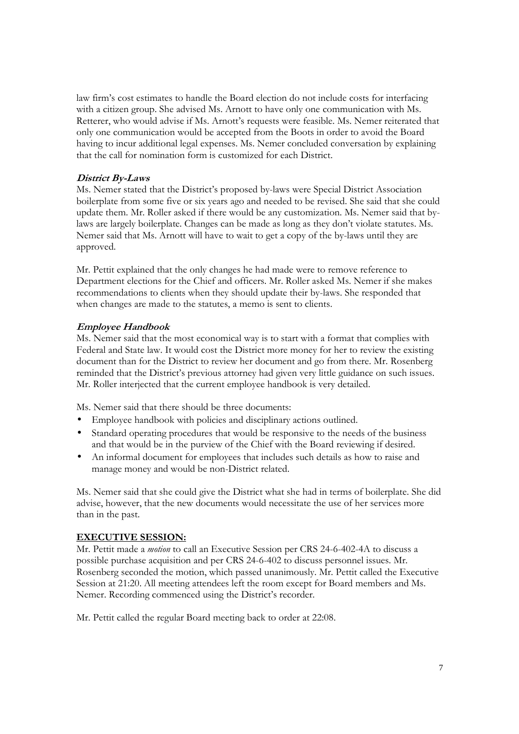law firm's cost estimates to handle the Board election do not include costs for interfacing with a citizen group. She advised Ms. Arnott to have only one communication with Ms. Retterer, who would advise if Ms. Arnott's requests were feasible. Ms. Nemer reiterated that only one communication would be accepted from the Boots in order to avoid the Board having to incur additional legal expenses. Ms. Nemer concluded conversation by explaining that the call for nomination form is customized for each District.

***District By-Laws***

Ms. Nemer stated that the District's proposed by-laws were Special District Association boilerplate from some five or six years ago and needed to be revised. She said that she could update them. Mr. Roller asked if there would be any customization. Ms. Nemer said that by-laws are largely boilerplate. Changes can be made as long as they don't violate statutes. Ms. Nemer said that Ms. Arnott will have to wait to get a copy of the by-laws until they are approved.

Mr. Pettit explained that the only changes he had made were to remove reference to Department elections for the Chief and officers. Mr. Roller asked Ms. Nemer if she makes recommendations to clients when they should update their by-laws. She responded that when changes are made to the statutes, a memo is sent to clients.

***Employee Handbook***

Ms. Nemer said that the most economical way is to start with a format that complies with Federal and State law. It would cost the District more money for her to review the existing document than for the District to review her document and go from there. Mr. Rosenberg reminded that the District's previous attorney had given very little guidance on such issues. Mr. Roller interjected that the current employee handbook is very detailed.

Ms. Nemer said that there should be three documents:

- Employee handbook with policies and disciplinary actions outlined.
- Standard operating procedures that would be responsive to the needs of the business and that would be in the purview of the Chief with the Board reviewing if desired.
- An informal document for employees that includes such details as how to raise and manage money and would be non-District related.

Ms. Nemer said that she could give the District what she had in terms of boilerplate. She did advise, however, that the new documents would necessitate the use of her services more than in the past.

**EXECUTIVE SESSION:**

Mr. Pettit made a *motion* to call an Executive Session per CRS 24-6-402-4A to discuss a possible purchase acquisition and per CRS 24-6-402 to discuss personnel issues. Mr. Rosenberg seconded the motion, which passed unanimously. Mr. Pettit called the Executive Session at 21:20. All meeting attendees left the room except for Board members and Ms. Nemer. Recording commenced using the District's recorder.

Mr. Pettit called the regular Board meeting back to order at 22:08.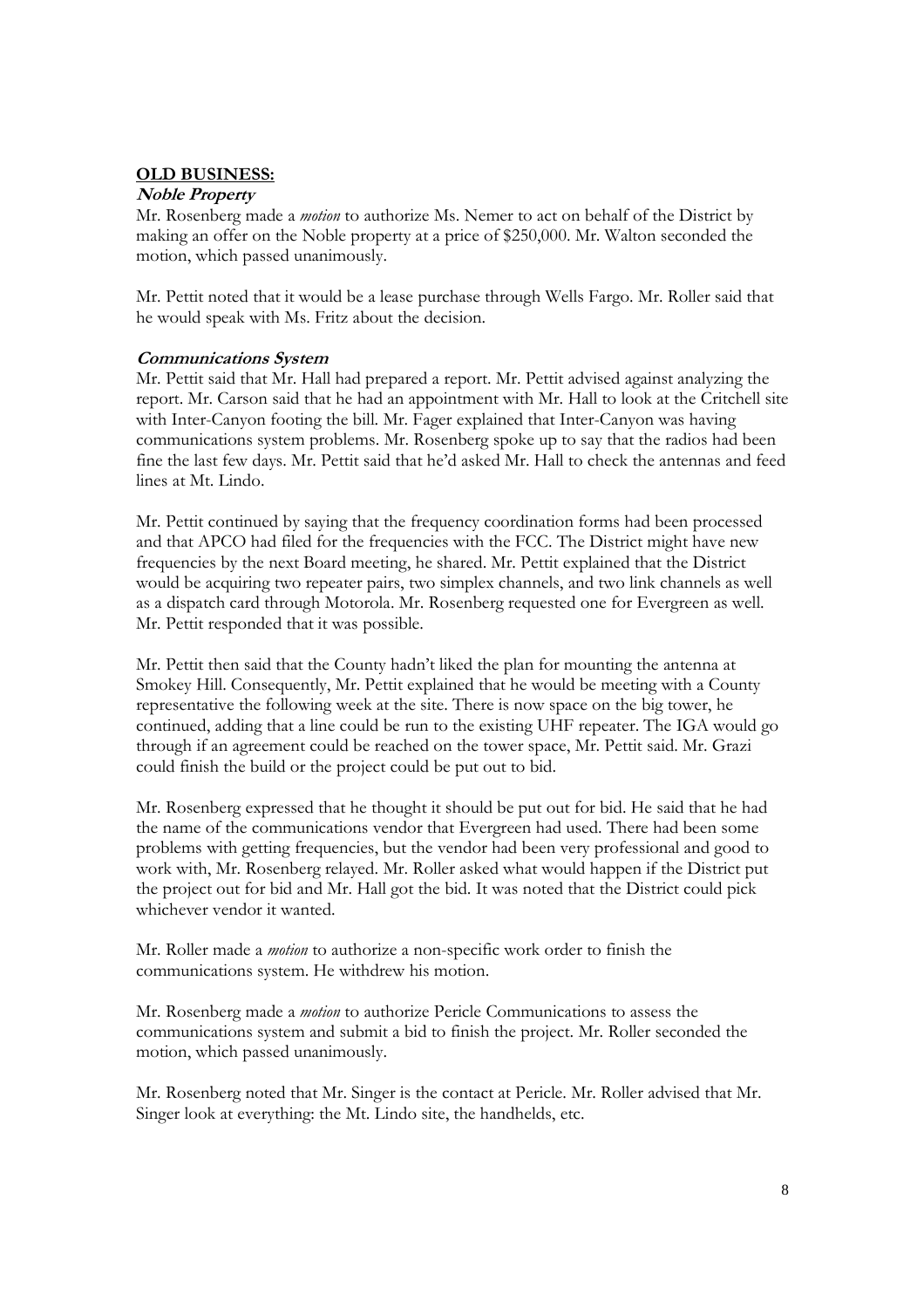**OLD BUSINESS:**

***Noble Property***

Mr. Rosenberg made a *motion* to authorize Ms. Nemer to act on behalf of the District by making an offer on the Noble property at a price of $250,000. Mr. Walton seconded the motion, which passed unanimously.

Mr. Pettit noted that it would be a lease purchase through Wells Fargo. Mr. Roller said that he would speak with Ms. Fritz about the decision.

***Communications System***

Mr. Pettit said that Mr. Hall had prepared a report. Mr. Pettit advised against analyzing the report. Mr. Carson said that he had an appointment with Mr. Hall to look at the Critchell site with Inter-Canyon footing the bill. Mr. Fager explained that Inter-Canyon was having communications system problems. Mr. Rosenberg spoke up to say that the radios had been fine the last few days. Mr. Pettit said that he'd asked Mr. Hall to check the antennas and feed lines at Mt. Lindo.

Mr. Pettit continued by saying that the frequency coordination forms had been processed and that APCO had filed for the frequencies with the FCC. The District might have new frequencies by the next Board meeting, he shared. Mr. Pettit explained that the District would be acquiring two repeater pairs, two simplex channels, and two link channels as well as a dispatch card through Motorola. Mr. Rosenberg requested one for Evergreen as well. Mr. Pettit responded that it was possible.

Mr. Pettit then said that the County hadn't liked the plan for mounting the antenna at Smokey Hill. Consequently, Mr. Pettit explained that he would be meeting with a County representative the following week at the site. There is now space on the big tower, he continued, adding that a line could be run to the existing UHF repeater. The IGA would go through if an agreement could be reached on the tower space, Mr. Pettit said. Mr. Grazi could finish the build or the project could be put out to bid.

Mr. Rosenberg expressed that he thought it should be put out for bid. He said that he had the name of the communications vendor that Evergreen had used. There had been some problems with getting frequencies, but the vendor had been very professional and good to work with, Mr. Rosenberg relayed. Mr. Roller asked what would happen if the District put the project out for bid and Mr. Hall got the bid. It was noted that the District could pick whichever vendor it wanted.

Mr. Roller made a *motion* to authorize a non-specific work order to finish the communications system. He withdrew his motion.

Mr. Rosenberg made a *motion* to authorize Pericle Communications to assess the communications system and submit a bid to finish the project. Mr. Roller seconded the motion, which passed unanimously.

Mr. Rosenberg noted that Mr. Singer is the contact at Pericle. Mr. Roller advised that Mr. Singer look at everything: the Mt. Lindo site, the handhelds, etc.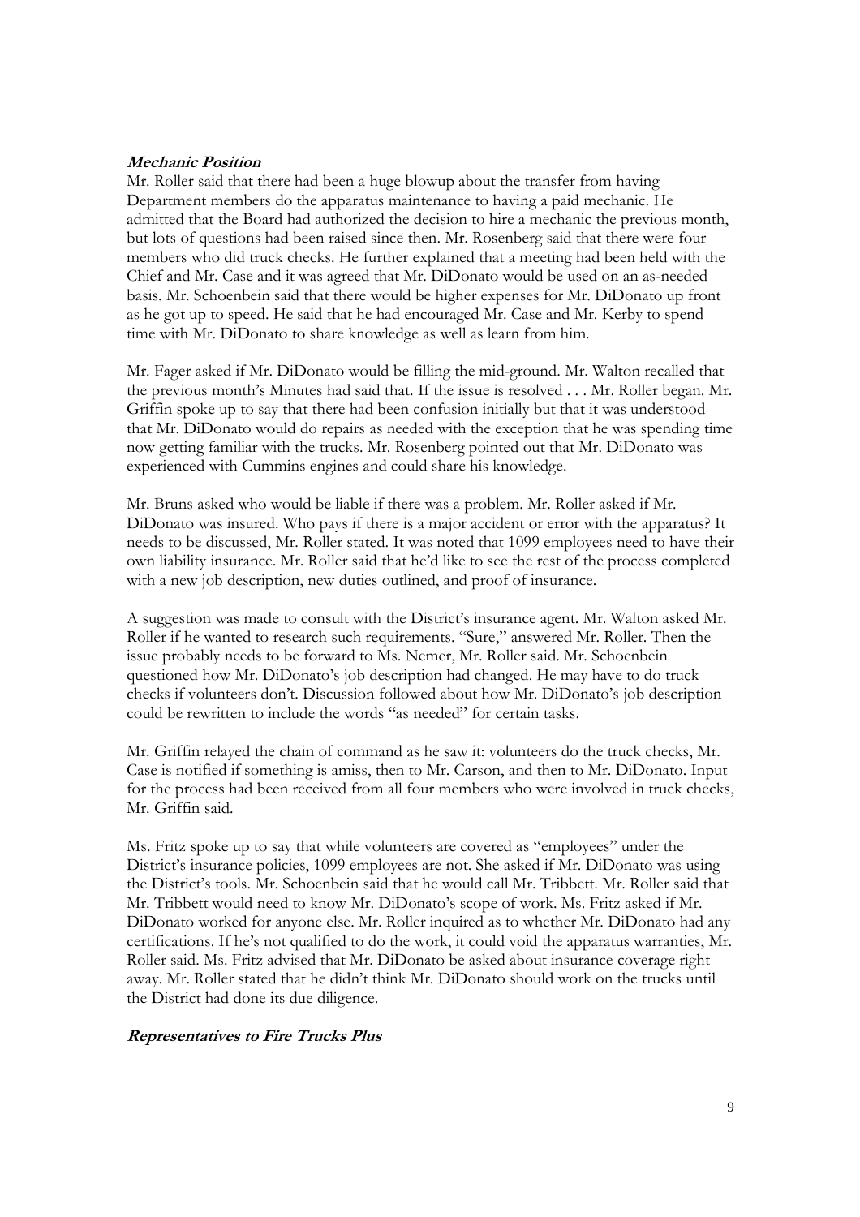***Mechanic Position***

Mr. Roller said that there had been a huge blowup about the transfer from having Department members do the apparatus maintenance to having a paid mechanic. He admitted that the Board had authorized the decision to hire a mechanic the previous month, but lots of questions had been raised since then. Mr. Rosenberg said that there were four members who did truck checks. He further explained that a meeting had been held with the Chief and Mr. Case and it was agreed that Mr. DiDonato would be used on an as-needed basis. Mr. Schoenbein said that there would be higher expenses for Mr. DiDonato up front as he got up to speed. He said that he had encouraged Mr. Case and Mr. Kerby to spend time with Mr. DiDonato to share knowledge as well as learn from him.

Mr. Fager asked if Mr. DiDonato would be filling the mid-ground. Mr. Walton recalled that the previous month's Minutes had said that. If the issue is resolved . . . Mr. Roller began. Mr. Griffin spoke up to say that there had been confusion initially but that it was understood that Mr. DiDonato would do repairs as needed with the exception that he was spending time now getting familiar with the trucks. Mr. Rosenberg pointed out that Mr. DiDonato was experienced with Cummins engines and could share his knowledge.

Mr. Bruns asked who would be liable if there was a problem. Mr. Roller asked if Mr. DiDonato was insured. Who pays if there is a major accident or error with the apparatus? It needs to be discussed, Mr. Roller stated. It was noted that 1099 employees need to have their own liability insurance. Mr. Roller said that he'd like to see the rest of the process completed with a new job description, new duties outlined, and proof of insurance.

A suggestion was made to consult with the District's insurance agent. Mr. Walton asked Mr. Roller if he wanted to research such requirements. "Sure," answered Mr. Roller. Then the issue probably needs to be forward to Ms. Nemer, Mr. Roller said. Mr. Schoenbein questioned how Mr. DiDonato's job description had changed. He may have to do truck checks if volunteers don't. Discussion followed about how Mr. DiDonato's job description could be rewritten to include the words "as needed" for certain tasks.

Mr. Griffin relayed the chain of command as he saw it: volunteers do the truck checks, Mr. Case is notified if something is amiss, then to Mr. Carson, and then to Mr. DiDonato. Input for the process had been received from all four members who were involved in truck checks, Mr. Griffin said.

Ms. Fritz spoke up to say that while volunteers are covered as "employees" under the District's insurance policies, 1099 employees are not. She asked if Mr. DiDonato was using the District's tools. Mr. Schoenbein said that he would call Mr. Tribbett. Mr. Roller said that Mr. Tribbett would need to know Mr. DiDonato's scope of work. Ms. Fritz asked if Mr. DiDonato worked for anyone else. Mr. Roller inquired as to whether Mr. DiDonato had any certifications. If he's not qualified to do the work, it could void the apparatus warranties, Mr. Roller said. Ms. Fritz advised that Mr. DiDonato be asked about insurance coverage right away. Mr. Roller stated that he didn't think Mr. DiDonato should work on the trucks until the District had done its due diligence.

***Representatives to Fire Trucks Plus***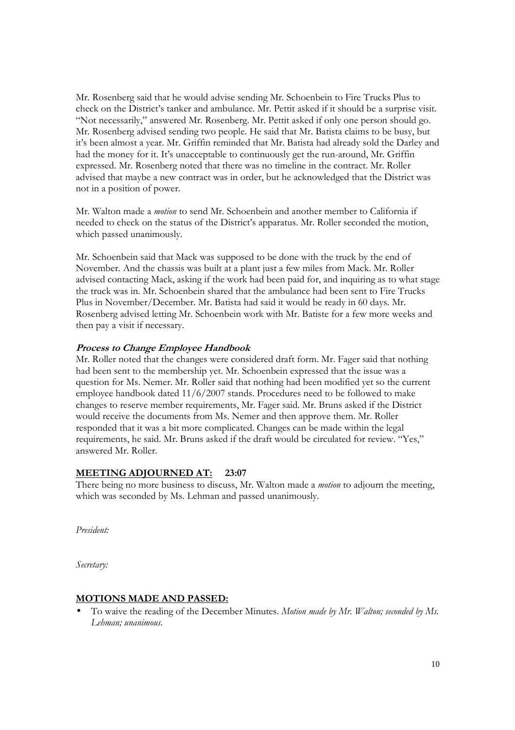Mr. Rosenberg said that he would advise sending Mr. Schoenbein to Fire Trucks Plus to check on the District's tanker and ambulance. Mr. Pettit asked if it should be a surprise visit. "Not necessarily," answered Mr. Rosenberg. Mr. Pettit asked if only one person should go. Mr. Rosenberg advised sending two people. He said that Mr. Batista claims to be busy, but it's been almost a year. Mr. Griffin reminded that Mr. Batista had already sold the Darley and had the money for it. It's unacceptable to continuously get the run-around, Mr. Griffin expressed. Mr. Rosenberg noted that there was no timeline in the contract. Mr. Roller advised that maybe a new contract was in order, but he acknowledged that the District was not in a position of power.

Mr. Walton made a *motion* to send Mr. Schoenbein and another member to California if needed to check on the status of the District's apparatus. Mr. Roller seconded the motion, which passed unanimously.

Mr. Schoenbein said that Mack was supposed to be done with the truck by the end of November. And the chassis was built at a plant just a few miles from Mack. Mr. Roller advised contacting Mack, asking if the work had been paid for, and inquiring as to what stage the truck was in. Mr. Schoenbein shared that the ambulance had been sent to Fire Trucks Plus in November/December. Mr. Batista had said it would be ready in 60 days. Mr. Rosenberg advised letting Mr. Schoenbein work with Mr. Batiste for a few more weeks and then pay a visit if necessary.

***Process to Change Employee Handbook***

Mr. Roller noted that the changes were considered draft form. Mr. Fager said that nothing had been sent to the membership yet. Mr. Schoenbein expressed that the issue was a question for Ms. Nemer. Mr. Roller said that nothing had been modified yet so the current employee handbook dated 11/6/2007 stands. Procedures need to be followed to make changes to reserve member requirements, Mr. Fager said. Mr. Bruns asked if the District would receive the documents from Ms. Nemer and then approve them. Mr. Roller responded that it was a bit more complicated. Changes can be made within the legal requirements, he said. Mr. Bruns asked if the draft would be circulated for review. "Yes," answered Mr. Roller.

## MEETING ADJOURNED AT: 23:07

There being no more business to discuss, Mr. Walton made a *motion* to adjourn the meeting, which was seconded by Ms. Lehman and passed unanimously.

*President:*

*Secretary:*

## MOTIONS MADE AND PASSED:

- To waive the reading of the December Minutes. *Motion made by Mr. Walton; seconded by Ms. Lehman; unanimous.*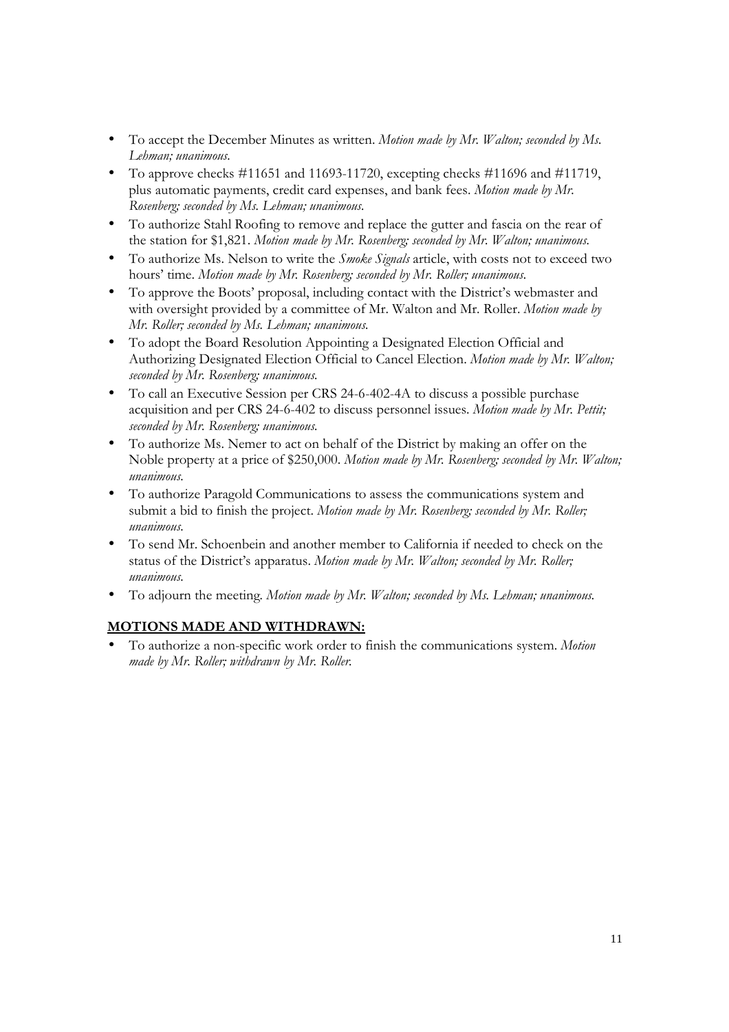- To accept the December Minutes as written. *Motion made by Mr. Walton; seconded by Ms. Lehman; unanimous.*
- To approve checks #11651 and 11693-11720, excepting checks #11696 and #11719, plus automatic payments, credit card expenses, and bank fees. *Motion made by Mr. Rosenberg; seconded by Ms. Lehman; unanimous.*
- To authorize Stahl Roofing to remove and replace the gutter and fascia on the rear of the station for $1,821. *Motion made by Mr. Rosenberg; seconded by Mr. Walton; unanimous.*
- To authorize Ms. Nelson to write the *Smoke Signals* article, with costs not to exceed two hours' time. *Motion made by Mr. Rosenberg; seconded by Mr. Roller; unanimous.*
- To approve the Boots' proposal, including contact with the District's webmaster and with oversight provided by a committee of Mr. Walton and Mr. Roller. *Motion made by Mr. Roller; seconded by Ms. Lehman; unanimous.*
- To adopt the Board Resolution Appointing a Designated Election Official and Authorizing Designated Election Official to Cancel Election. *Motion made by Mr. Walton; seconded by Mr. Rosenberg; unanimous.*
- To call an Executive Session per CRS 24-6-402-4A to discuss a possible purchase acquisition and per CRS 24-6-402 to discuss personnel issues. *Motion made by Mr. Pettit; seconded by Mr. Rosenberg; unanimous.*
- To authorize Ms. Nemer to act on behalf of the District by making an offer on the Noble property at a price of $250,000. *Motion made by Mr. Rosenberg; seconded by Mr. Walton; unanimous.*
- To authorize Paragold Communications to assess the communications system and submit a bid to finish the project. *Motion made by Mr. Rosenberg; seconded by Mr. Roller; unanimous.*
- To send Mr. Schoenbein and another member to California if needed to check on the status of the District's apparatus. *Motion made by Mr. Walton; seconded by Mr. Roller; unanimous.*
- To adjourn the meeting. *Motion made by Mr. Walton; seconded by Ms. Lehman; unanimous.*

**MOTIONS MADE AND WITHDRAWN:**

- To authorize a non-specific work order to finish the communications system. *Motion made by Mr. Roller; withdrawn by Mr. Roller.*